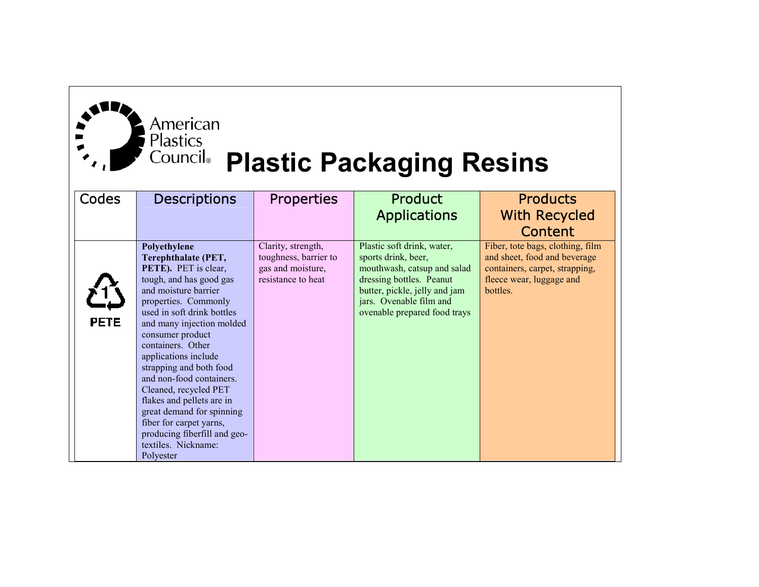American Plastics Council®

# Plastic Packaging Resins

| Codes | Descriptions | Properties | Product Applications | Products With Recycled Content |
|---|---|---|---|---|
| 1 PETE | **Polyethylene Terephthalate (PET, PETE).** PET is clear, tough, and has good gas and moisture barrier properties. Commonly used in soft drink bottles and many injection molded consumer product containers. Other applications include strapping and both food and non-food containers. Cleaned, recycled PET flakes and pellets are in great demand for spinning fiber for carpet yarns, producing fiberfill and geo-textiles. Nickname: Polyester | Clarity, strength, toughness, barrier to gas and moisture, resistance to heat | Plastic soft drink, water, sports drink, beer, mouthwash, catsup and salad dressing bottles. Peanut butter, pickle, jelly and jam jars. Ovenable film and ovenable prepared food trays | Fiber, tote bags, clothing, film and sheet, food and beverage containers, carpet, strapping, fleece wear, luggage and bottles. |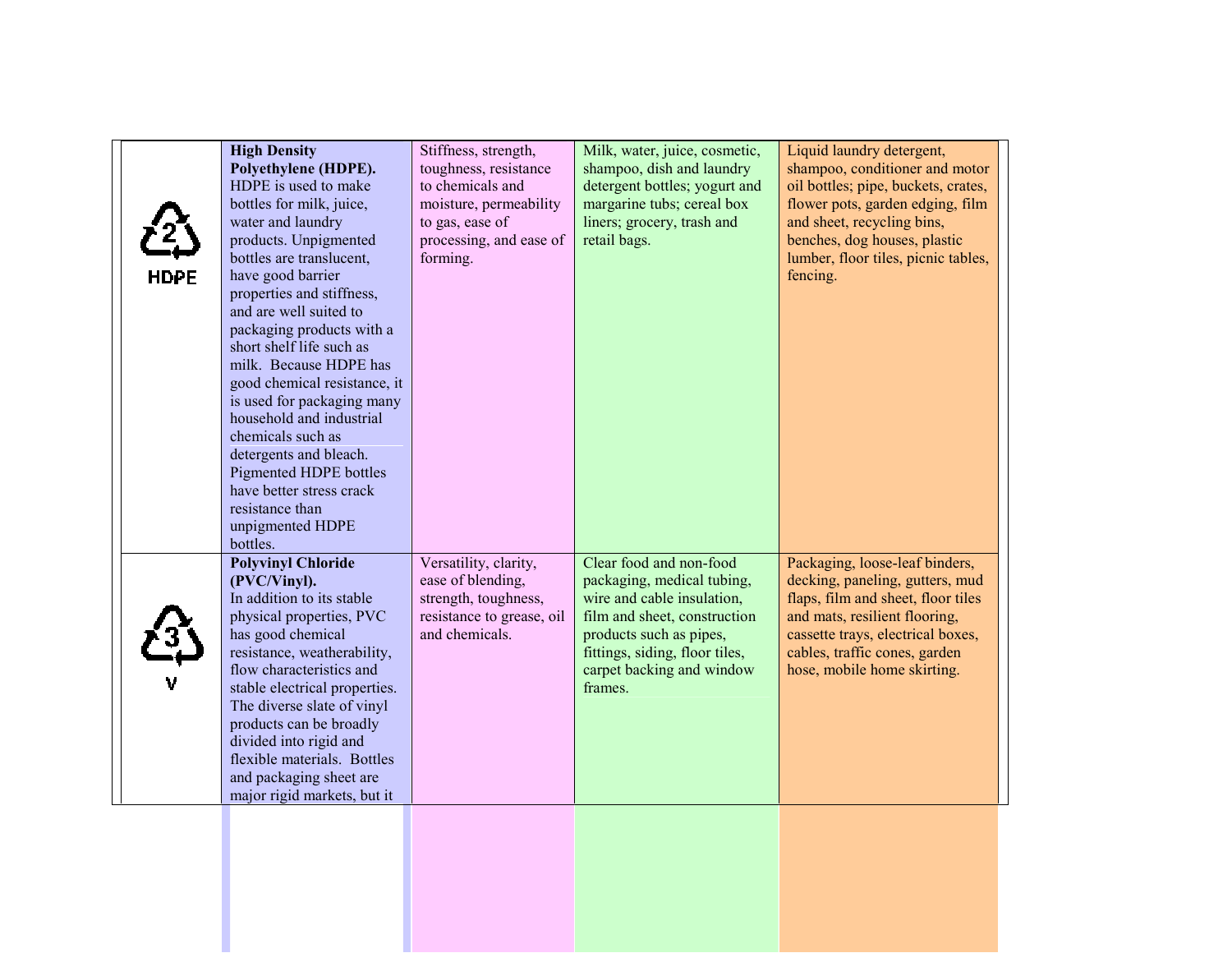| | | | | |
|---|---|---|---|---|
| 2 HDPE | **High Density Polyethylene (HDPE).** HDPE is used to make bottles for milk, juice, water and laundry products. Unpigmented bottles are translucent, have good barrier properties and stiffness, and are well suited to packaging products with a short shelf life such as milk. Because HDPE has good chemical resistance, it is used for packaging many household and industrial chemicals such as detergents and bleach. Pigmented HDPE bottles have better stress crack resistance than unpigmented HDPE bottles. | Stiffness, strength, toughness, resistance to chemicals and moisture, permeability to gas, ease of processing, and ease of forming. | Milk, water, juice, cosmetic, shampoo, dish and laundry detergent bottles; yogurt and margarine tubs; cereal box liners; grocery, trash and retail bags. | Liquid laundry detergent, shampoo, conditioner and motor oil bottles; pipe, buckets, crates, flower pots, garden edging, film and sheet, recycling bins, benches, dog houses, plastic lumber, floor tiles, picnic tables, fencing. |
| 3 V | **Polyvinyl Chloride (PVC/Vinyl).** In addition to its stable physical properties, PVC has good chemical resistance, weatherability, flow characteristics and stable electrical properties. The diverse slate of vinyl products can be broadly divided into rigid and flexible materials. Bottles and packaging sheet are major rigid markets, but it | Versatility, clarity, ease of blending, strength, toughness, resistance to grease, oil and chemicals. | Clear food and non-food packaging, medical tubing, wire and cable insulation, film and sheet, construction products such as pipes, fittings, siding, floor tiles, carpet backing and window frames. | Packaging, loose-leaf binders, decking, paneling, gutters, mud flaps, film and sheet, floor tiles and mats, resilient flooring, cassette trays, electrical boxes, cables, traffic cones, garden hose, mobile home skirting. |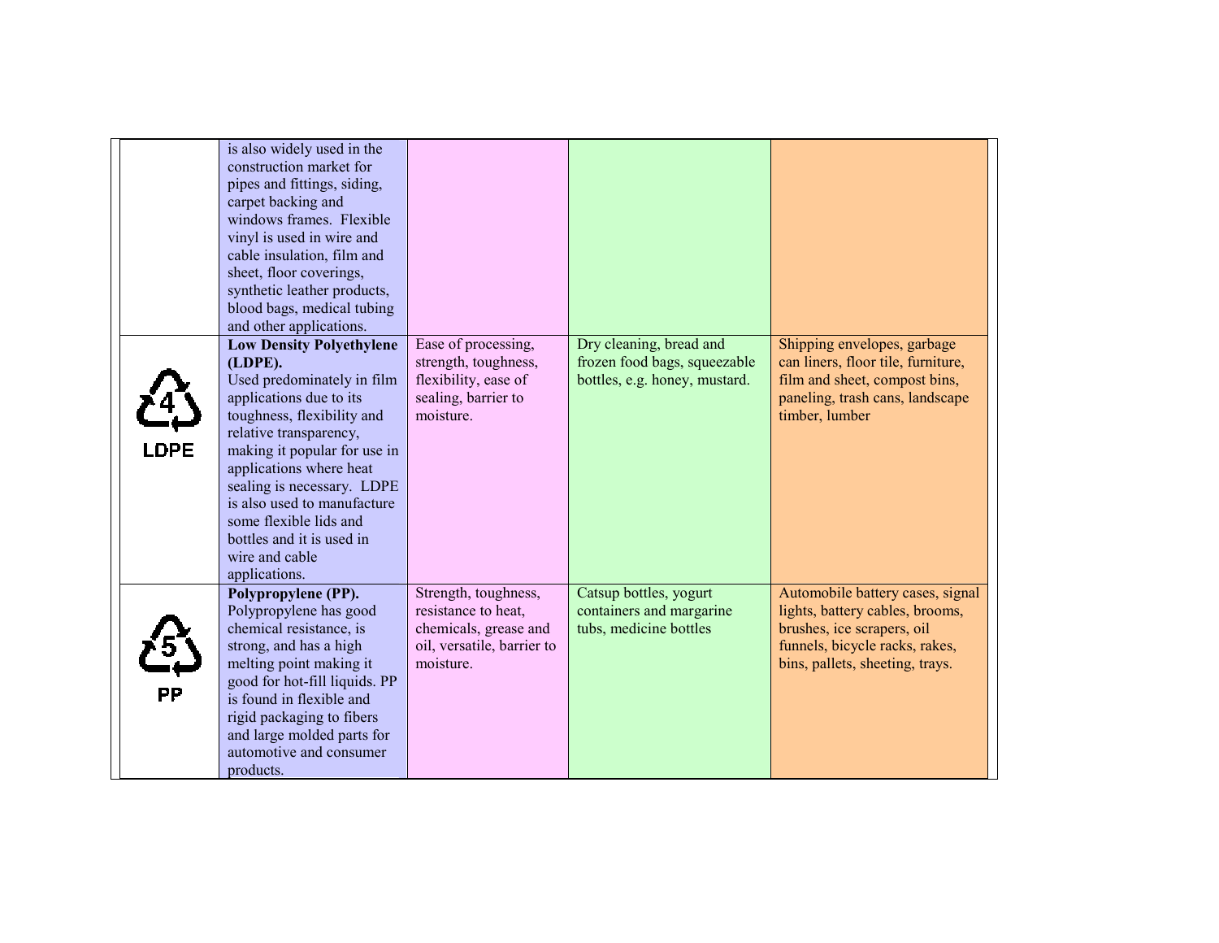| | | | | |
|---|---|---|---|---|
| | is also widely used in the construction market for pipes and fittings, siding, carpet backing and windows frames. Flexible vinyl is used in wire and cable insulation, film and sheet, floor coverings, synthetic leather products, blood bags, medical tubing and other applications. | | | |
| 4 LDPE | **Low Density Polyethylene (LDPE).** Used predominately in film applications due to its toughness, flexibility and relative transparency, making it popular for use in applications where heat sealing is necessary. LDPE is also used to manufacture some flexible lids and bottles and it is used in wire and cable applications. | Ease of processing, strength, toughness, flexibility, ease of sealing, barrier to moisture. | Dry cleaning, bread and frozen food bags, squeezable bottles, e.g. honey, mustard. | Shipping envelopes, garbage can liners, floor tile, furniture, film and sheet, compost bins, paneling, trash cans, landscape timber, lumber |
| 5 PP | **Polypropylene (PP).** Polypropylene has good chemical resistance, is strong, and has a high melting point making it good for hot-fill liquids. PP is found in flexible and rigid packaging to fibers and large molded parts for automotive and consumer products. | Strength, toughness, resistance to heat, chemicals, grease and oil, versatile, barrier to moisture. | Catsup bottles, yogurt containers and margarine tubs, medicine bottles | Automobile battery cases, signal lights, battery cables, brooms, brushes, ice scrapers, oil funnels, bicycle racks, rakes, bins, pallets, sheeting, trays. |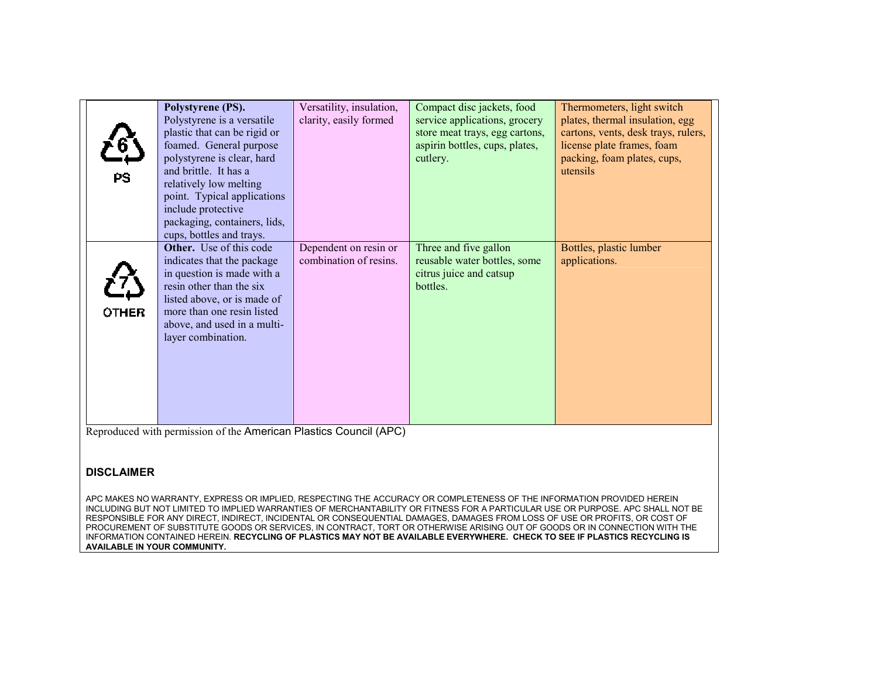| | | | | |
|---|---|---|---|---|
| 6 PS | **Polystyrene (PS).** Polystyrene is a versatile plastic that can be rigid or foamed. General purpose polystyrene is clear, hard and brittle. It has a relatively low melting point. Typical applications include protective packaging, containers, lids, cups, bottles and trays. | Versatility, insulation, clarity, easily formed | Compact disc jackets, food service applications, grocery store meat trays, egg cartons, aspirin bottles, cups, plates, cutlery. | Thermometers, light switch plates, thermal insulation, egg cartons, vents, desk trays, rulers, license plate frames, foam packing, foam plates, cups, utensils |
| 7 OTHER | **Other.** Use of this code indicates that the package in question is made with a resin other than the six listed above, or is made of more than one resin listed above, and used in a multi-layer combination. | Dependent on resin or combination of resins. | Three and five gallon reusable water bottles, some citrus juice and catsup bottles. | Bottles, plastic lumber applications. |

Reproduced with permission of the American Plastics Council (APC)

**DISCLAIMER**

APC MAKES NO WARRANTY, EXPRESS OR IMPLIED, RESPECTING THE ACCURACY OR COMPLETENESS OF THE INFORMATION PROVIDED HEREIN INCLUDING BUT NOT LIMITED TO IMPLIED WARRANTIES OF MERCHANTABILITY OR FITNESS FOR A PARTICULAR USE OR PURPOSE. APC SHALL NOT BE RESPONSIBLE FOR ANY DIRECT, INDIRECT, INCIDENTAL OR CONSEQUENTIAL DAMAGES, DAMAGES FROM LOSS OF USE OR PROFITS, OR COST OF PROCUREMENT OF SUBSTITUTE GOODS OR SERVICES, IN CONTRACT, TORT OR OTHERWISE ARISING OUT OF GOODS OR IN CONNECTION WITH THE INFORMATION CONTAINED HEREIN. **RECYCLING OF PLASTICS MAY NOT BE AVAILABLE EVERYWHERE. CHECK TO SEE IF PLASTICS RECYCLING IS AVAILABLE IN YOUR COMMUNITY.**